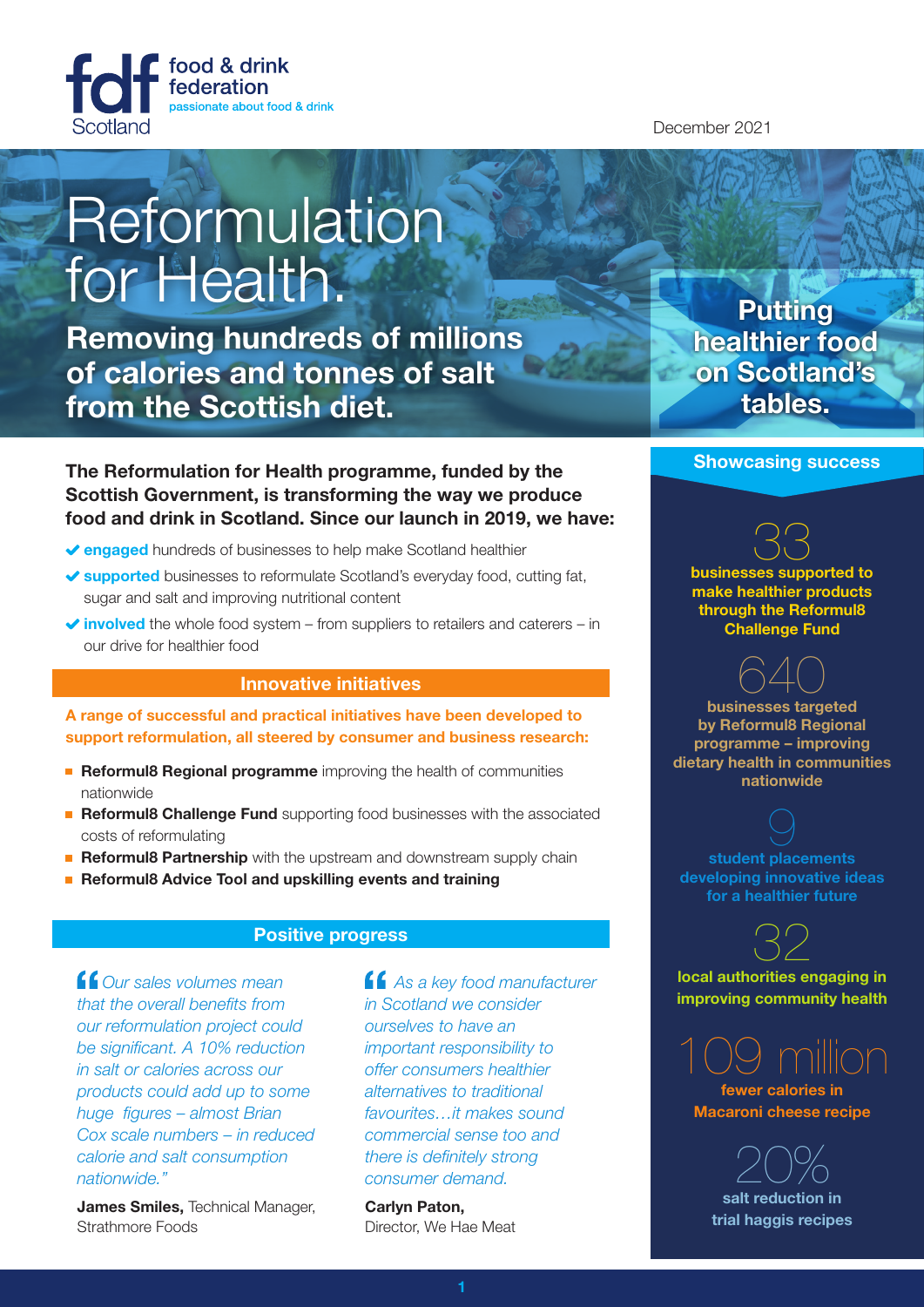food & drink federation
passionate about food & drink
Scotland

December 2021

# Reformulation for Health.

## Removing hundreds of millions of calories and tonnes of salt from the Scottish diet.

**Putting healthier food on Scotland's tables.**

**The Reformulation for Health programme, funded by the Scottish Government, is transforming the way we produce food and drink in Scotland. Since our launch in 2019, we have:**

- **engaged** hundreds of businesses to help make Scotland healthier
- **supported** businesses to reformulate Scotland's everyday food, cutting fat, sugar and salt and improving nutritional content
- **involved** the whole food system – from suppliers to retailers and caterers – in our drive for healthier food

### Innovative initiatives

**A range of successful and practical initiatives have been developed to support reformulation, all steered by consumer and business research:**

- **Reformul8 Regional programme** improving the health of communities nationwide
- **Reformul8 Challenge Fund** supporting food businesses with the associated costs of reformulating
- **Reformul8 Partnership** with the upstream and downstream supply chain
- **Reformul8 Advice Tool and upskilling events and training**

### Positive progress

> *"Our sales volumes mean that the overall benefits from our reformulation project could be significant. A 10% reduction in salt or calories across our products could add up to some huge figures – almost Brian Cox scale numbers – in reduced calorie and salt consumption nationwide."*
>
> **James Smiles,** Technical Manager, Strathmore Foods

> *"As a key food manufacturer in Scotland we consider ourselves to have an important responsibility to offer consumers healthier alternatives to traditional favourites…it makes sound commercial sense too and there is definitely strong consumer demand.*
>
> **Carlyn Paton,** Director, We Hae Meat

### Showcasing success

**33**
**businesses supported to make healthier products through the Reformul8 Challenge Fund**

**640**
**businesses targeted by Reformul8 Regional programme – improving dietary health in communities nationwide**

**9**
**student placements developing innovative ideas for a healthier future**

**32**
**local authorities engaging in improving community health**

**109 million**
**fewer calories in Macaroni cheese recipe**

**20%**
**salt reduction in trial haggis recipes**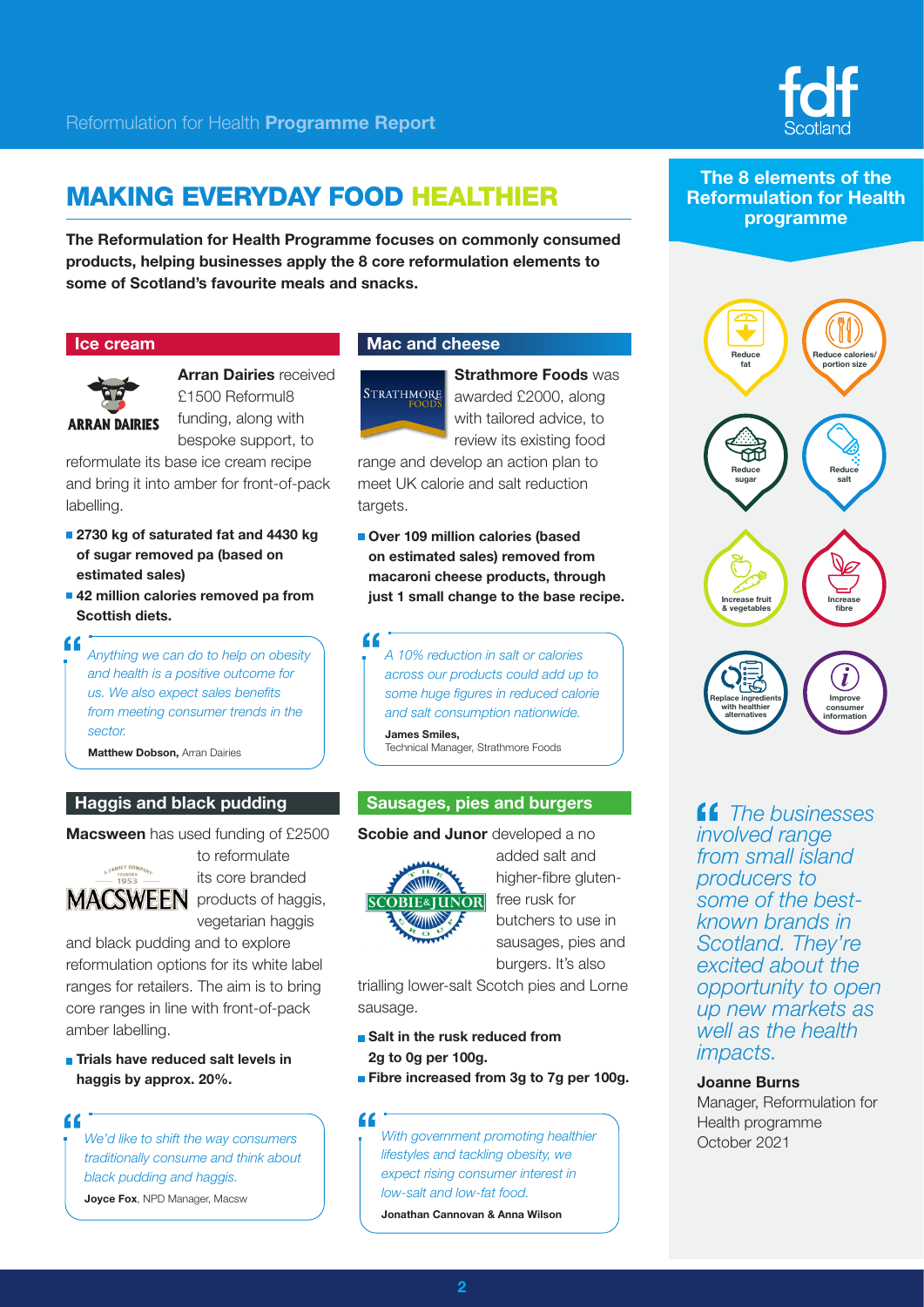# MAKING EVERYDAY FOOD HEALTHIER

**The Reformulation for Health Programme focuses on commonly consumed products, helping businesses apply the 8 core reformulation elements to some of Scotland's favourite meals and snacks.**

## Ice cream

**Arran Dairies** received £1500 Reformul8 funding, along with bespoke support, to reformulate its base ice cream recipe and bring it into amber for front-of-pack labelling.

- **2730 kg of saturated fat and 4430 kg of sugar removed pa (based on estimated sales)**
- **42 million calories removed pa from Scottish diets.**

> *Anything we can do to help on obesity and health is a positive outcome for us. We also expect sales benefits from meeting consumer trends in the sector.*
>
> **Matthew Dobson,** Arran Dairies

## Mac and cheese

**Strathmore Foods** was awarded £2000, along with tailored advice, to review its existing food range and develop an action plan to meet UK calorie and salt reduction targets.

- **Over 109 million calories (based on estimated sales) removed from macaroni cheese products, through just 1 small change to the base recipe.**

> *A 10% reduction in salt or calories across our products could add up to some huge figures in reduced calorie and salt consumption nationwide.*
>
> **James Smiles,**
> Technical Manager, Strathmore Foods

## Haggis and black pudding

**Macsween** has used funding of £2500 to reformulate its core branded products of haggis, vegetarian haggis and black pudding and to explore reformulation options for its white label ranges for retailers. The aim is to bring core ranges in line with front-of-pack amber labelling.

- **Trials have reduced salt levels in haggis by approx. 20%.**

> *We'd like to shift the way consumers traditionally consume and think about black pudding and haggis.*
>
> **Joyce Fox**, NPD Manager, Macsw

## Sausages, pies and burgers

**Scobie and Junor** developed a no added salt and higher-fibre gluten-free rusk for butchers to use in sausages, pies and burgers. It's also trialling lower-salt Scotch pies and Lorne sausage.

- **Salt in the rusk reduced from 2g to 0g per 100g.**
- **Fibre increased from 3g to 7g per 100g.**

> *With government promoting healthier lifestyles and tackling obesity, we expect rising consumer interest in low-salt and low-fat food.*
>
> **Jonathan Cannovan & Anna Wilson**

## The 8 elements of the Reformulation for Health programme

- Reduce fat
- Reduce calories/ portion size
- Reduce sugar
- Reduce salt
- Increase fruit & vegetables
- Increase fibre
- Replace ingredients with healthier alternatives
- Improve consumer information

> *The businesses involved range from small island producers to some of the best-known brands in Scotland. They're excited about the opportunity to open up new markets as well as the health impacts.*
>
> **Joanne Burns**
> Manager, Reformulation for Health programme
> October 2021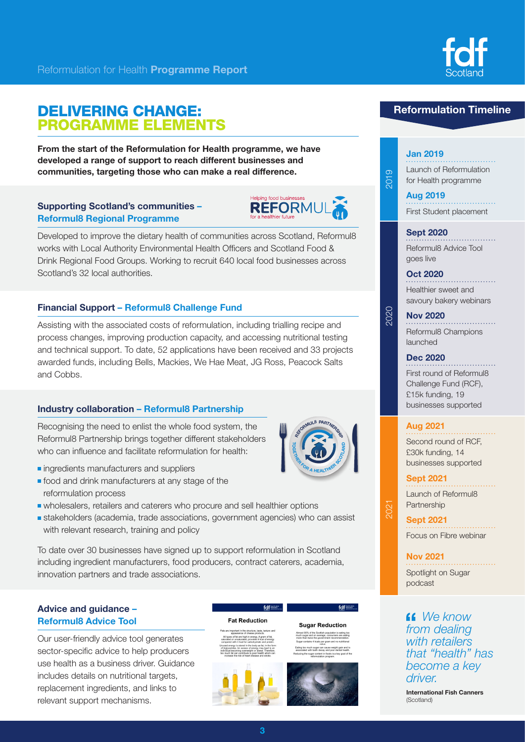# DELIVERING CHANGE: PROGRAMME ELEMENTS

**From the start of the Reformulation for Health programme, we have developed a range of support to reach different businesses and communities, targeting those who can make a real difference.**

### Supporting Scotland's communities – Reformul8 Regional Programme

Developed to improve the dietary health of communities across Scotland, Reformul8 works with Local Authority Environmental Health Officers and Scotland Food & Drink Regional Food Groups. Working to recruit 640 local food businesses across Scotland's 32 local authorities.

### Financial Support – Reformul8 Challenge Fund

Assisting with the associated costs of reformulation, including trialling recipe and process changes, improving production capacity, and accessing nutritional testing and technical support. To date, 52 applications have been received and 33 projects awarded funds, including Bells, Mackies, We Hae Meat, JG Ross, Peacock Salts and Cobbs.

### Industry collaboration – Reformul8 Partnership

Recognising the need to enlist the whole food system, the Reformul8 Partnership brings together different stakeholders who can influence and facilitate reformulation for health:

- ingredients manufacturers and suppliers
- food and drink manufacturers at any stage of the reformulation process
- wholesalers, retailers and caterers who procure and sell healthier options
- stakeholders (academia, trade associations, government agencies) who can assist with relevant research, training and policy

To date over 30 businesses have signed up to support reformulation in Scotland including ingredient manufacturers, food producers, contract caterers, academia, innovation partners and trade associations.

### Advice and guidance – Reformul8 Advice Tool

Our user-friendly advice tool generates sector-specific advice to help producers use health as a business driver. Guidance includes details on nutritional targets, replacement ingredients, and links to relevant support mechanisms.

## Reformulation Timeline

**2019**

**Jan 2019**
Launch of Reformulation for Health programme

**Aug 2019**
First Student placement

**2020**

**Sept 2020**
Reformul8 Advice Tool goes live

**Oct 2020**
Healthier sweet and savoury bakery webinars

**Nov 2020**
Reformul8 Champions launched

**Dec 2020**
First round of Reformul8 Challenge Fund (RCF), £15k funding, 19 businesses supported

**2021**

**Aug 2021**
Second round of RCF, £30k funding, 14 businesses supported

**Sept 2021**
Launch of Reformul8 Partnership

**Sept 2021**
Focus on Fibre webinar

**Nov 2021**
Spotlight on Sugar podcast

*"We know from dealing with retailers that "health" has become a key driver.*

**International Fish Canners** (Scotland)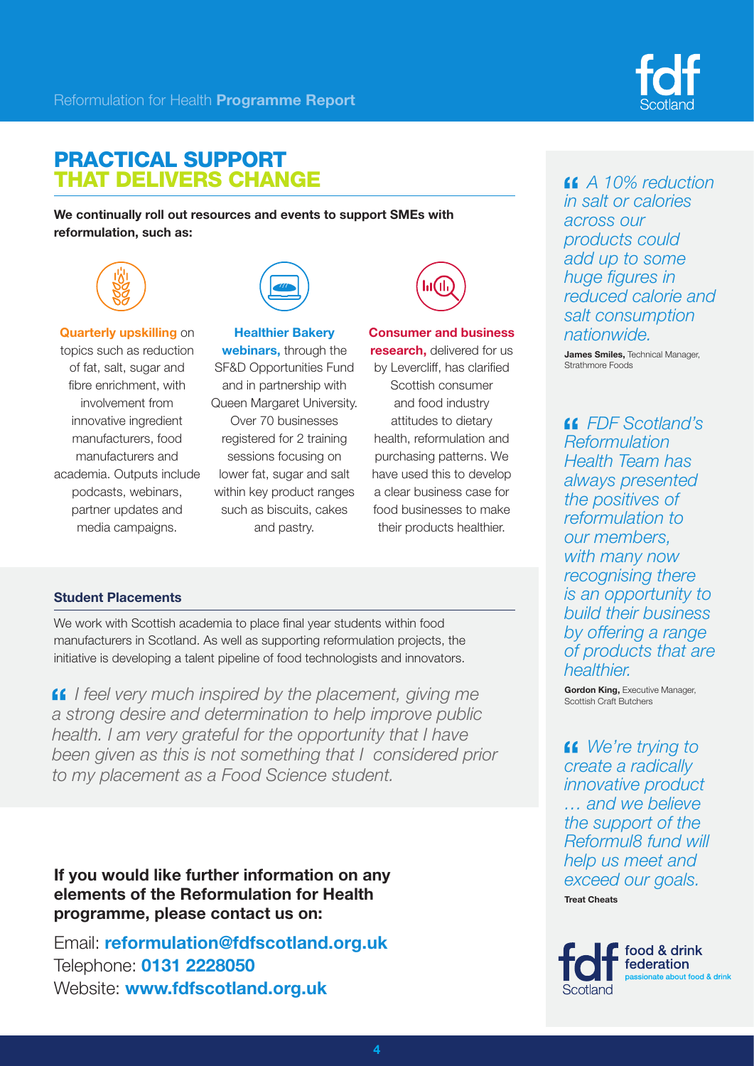## PRACTICAL SUPPORT THAT DELIVERS CHANGE

**We continually roll out resources and events to support SMEs with reformulation, such as:**

**Quarterly upskilling** on topics such as reduction of fat, salt, sugar and fibre enrichment, with involvement from innovative ingredient manufacturers, food manufacturers and academia. Outputs include podcasts, webinars, partner updates and media campaigns.

**Healthier Bakery webinars,** through the SF&D Opportunities Fund and in partnership with Queen Margaret University. Over 70 businesses registered for 2 training sessions focusing on lower fat, sugar and salt within key product ranges such as biscuits, cakes and pastry.

**Consumer and business research,** delivered for us by Levercliff, has clarified Scottish consumer and food industry attitudes to dietary health, reformulation and purchasing patterns. We have used this to develop a clear business case for food businesses to make their products healthier.

### Student Placements

We work with Scottish academia to place final year students within food manufacturers in Scotland. As well as supporting reformulation projects, the initiative is developing a talent pipeline of food technologists and innovators.

> *I feel very much inspired by the placement, giving me a strong desire and determination to help improve public health. I am very grateful for the opportunity that I have been given as this is not something that I considered prior to my placement as a Food Science student.*

**If you would like further information on any elements of the Reformulation for Health programme, please contact us on:**

Email: **reformulation@fdfscotland.org.uk**
Telephone: **0131 2228050**
Website: **www.fdfscotland.org.uk**

> *A 10% reduction in salt or calories across our products could add up to some huge figures in reduced calorie and salt consumption nationwide.*
>
> **James Smiles,** Technical Manager, Strathmore Foods

> *FDF Scotland's Reformulation Health Team has always presented the positives of reformulation to our members, with many now recognising there is an opportunity to build their business by offering a range of products that are healthier.*
>
> **Gordon King,** Executive Manager, Scottish Craft Butchers

> *We're trying to create a radically innovative product … and we believe the support of the Reformul8 fund will help us meet and exceed our goals.*
>
> **Treat Cheats**

fdf Scotland
food & drink federation
passionate about food & drink